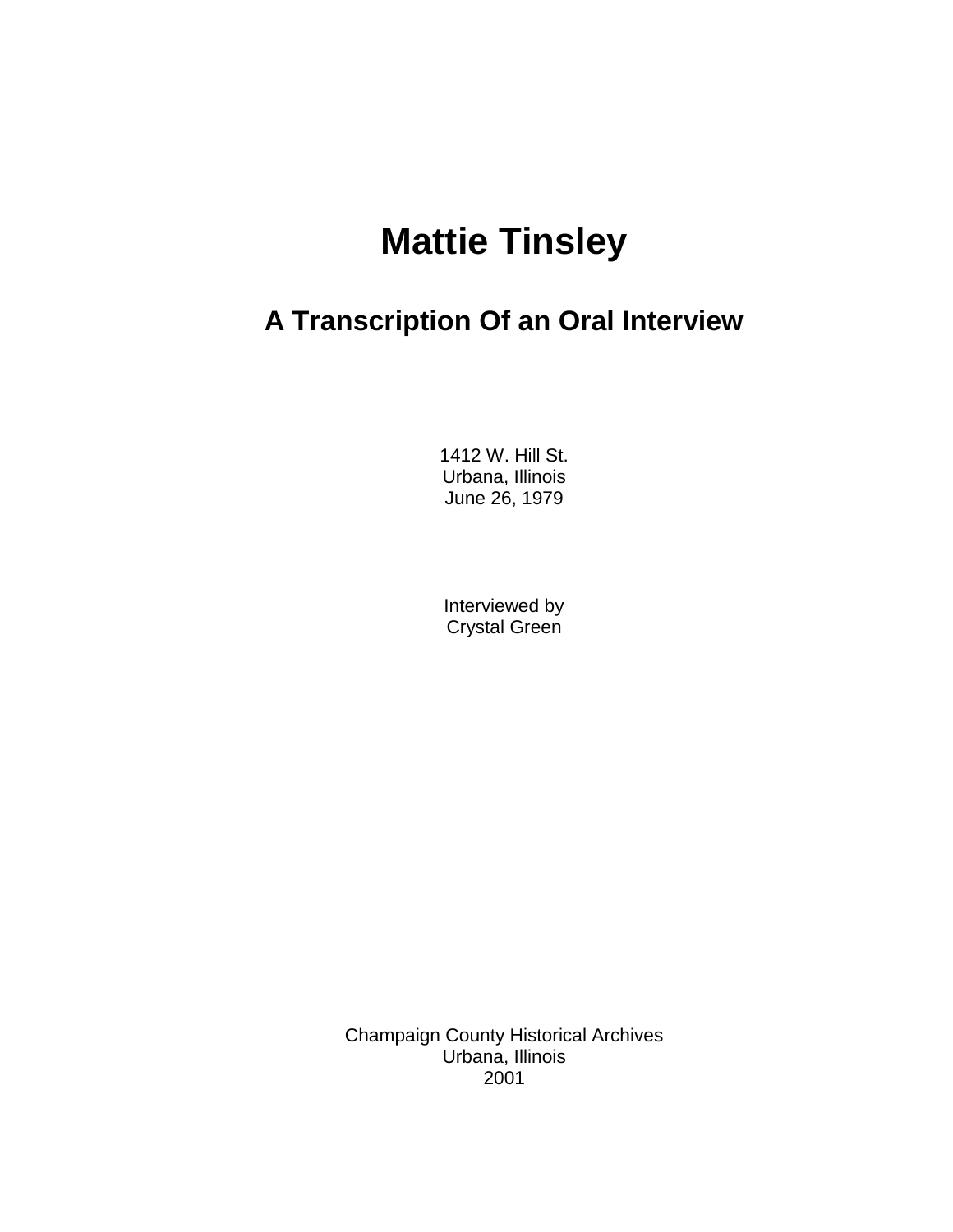# Mattie Tinsley

## A Transcription Of an Oral Interview

1412 W. Hill St.
Urbana, Illinois
June 26, 1979

Interviewed by
Crystal Green

Champaign County Historical Archives
Urbana, Illinois
2001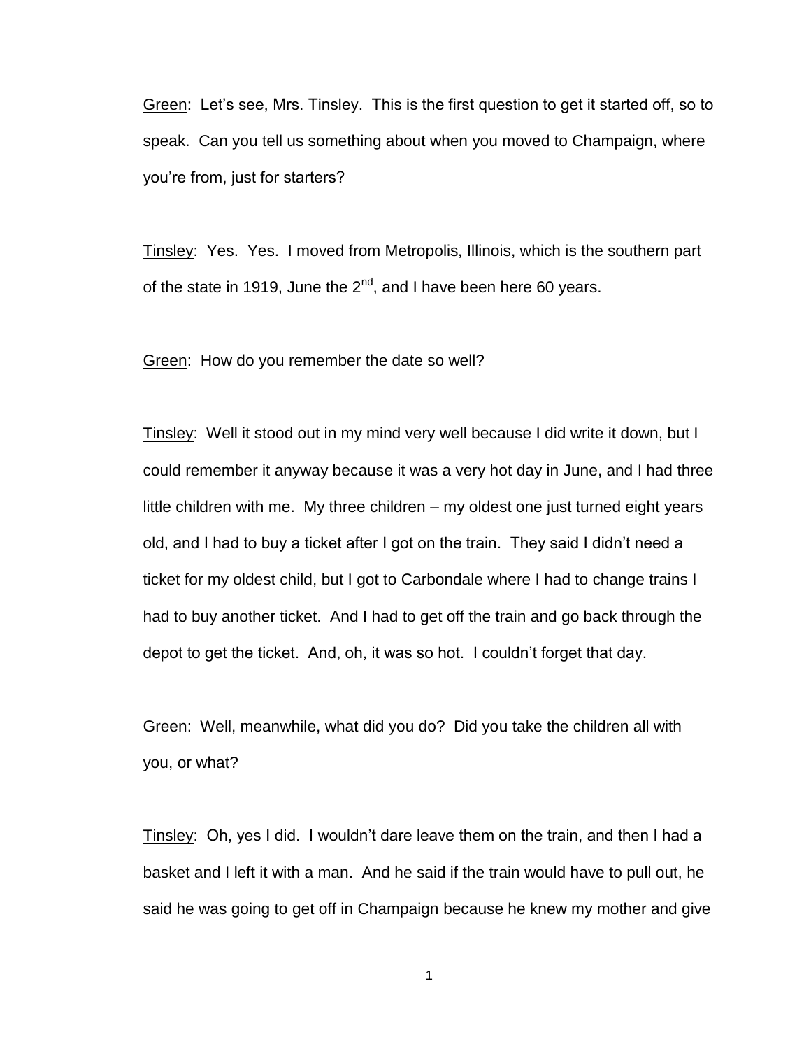Green: Let's see, Mrs. Tinsley. This is the first question to get it started off, so to speak. Can you tell us something about when you moved to Champaign, where you're from, just for starters?

Tinsley: Yes. Yes. I moved from Metropolis, Illinois, which is the southern part of the state in 1919, June the 2nd, and I have been here 60 years.

Green: How do you remember the date so well?

Tinsley: Well it stood out in my mind very well because I did write it down, but I could remember it anyway because it was a very hot day in June, and I had three little children with me. My three children – my oldest one just turned eight years old, and I had to buy a ticket after I got on the train. They said I didn't need a ticket for my oldest child, but I got to Carbondale where I had to change trains I had to buy another ticket. And I had to get off the train and go back through the depot to get the ticket. And, oh, it was so hot. I couldn't forget that day.

Green: Well, meanwhile, what did you do? Did you take the children all with you, or what?

Tinsley: Oh, yes I did. I wouldn't dare leave them on the train, and then I had a basket and I left it with a man. And he said if the train would have to pull out, he said he was going to get off in Champaign because he knew my mother and give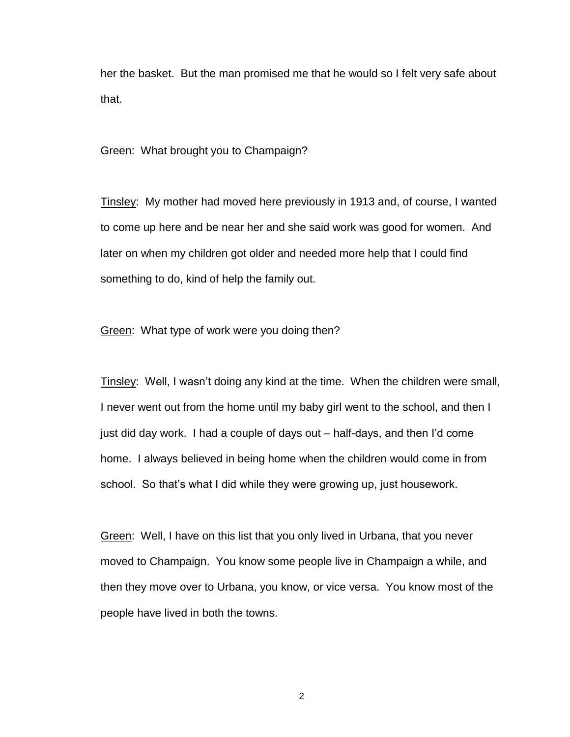her the basket. But the man promised me that he would so I felt very safe about that.

Green: What brought you to Champaign?

Tinsley: My mother had moved here previously in 1913 and, of course, I wanted to come up here and be near her and she said work was good for women. And later on when my children got older and needed more help that I could find something to do, kind of help the family out.

Green: What type of work were you doing then?

Tinsley: Well, I wasn't doing any kind at the time. When the children were small, I never went out from the home until my baby girl went to the school, and then I just did day work. I had a couple of days out – half-days, and then I'd come home. I always believed in being home when the children would come in from school. So that's what I did while they were growing up, just housework.

Green: Well, I have on this list that you only lived in Urbana, that you never moved to Champaign. You know some people live in Champaign a while, and then they move over to Urbana, you know, or vice versa. You know most of the people have lived in both the towns.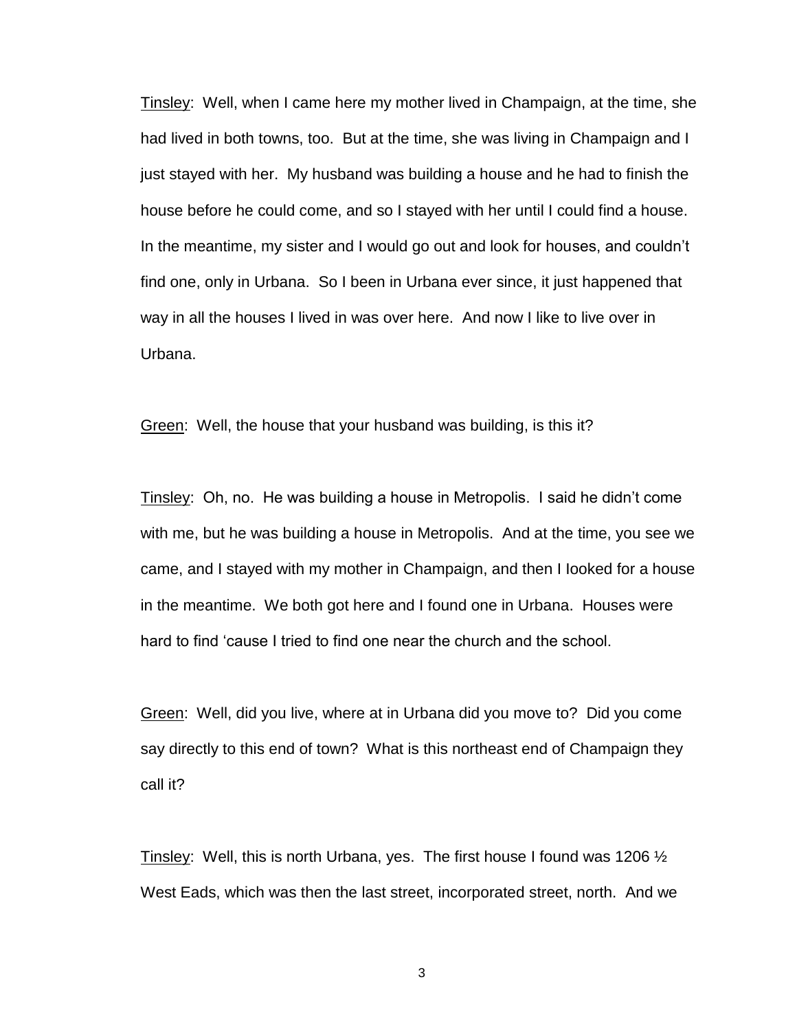<u>Tinsley</u>: Well, when I came here my mother lived in Champaign, at the time, she had lived in both towns, too. But at the time, she was living in Champaign and I just stayed with her. My husband was building a house and he had to finish the house before he could come, and so I stayed with her until I could find a house. In the meantime, my sister and I would go out and look for houses, and couldn't find one, only in Urbana. So I been in Urbana ever since, it just happened that way in all the houses I lived in was over here. And now I like to live over in Urbana.

<u>Green</u>: Well, the house that your husband was building, is this it?

<u>Tinsley</u>: Oh, no. He was building a house in Metropolis. I said he didn't come with me, but he was building a house in Metropolis. And at the time, you see we came, and I stayed with my mother in Champaign, and then I looked for a house in the meantime. We both got here and I found one in Urbana. Houses were hard to find 'cause I tried to find one near the church and the school.

<u>Green</u>: Well, did you live, where at in Urbana did you move to? Did you come say directly to this end of town? What is this northeast end of Champaign they call it?

<u>Tinsley</u>: Well, this is north Urbana, yes. The first house I found was 1206 ½ West Eads, which was then the last street, incorporated street, north. And we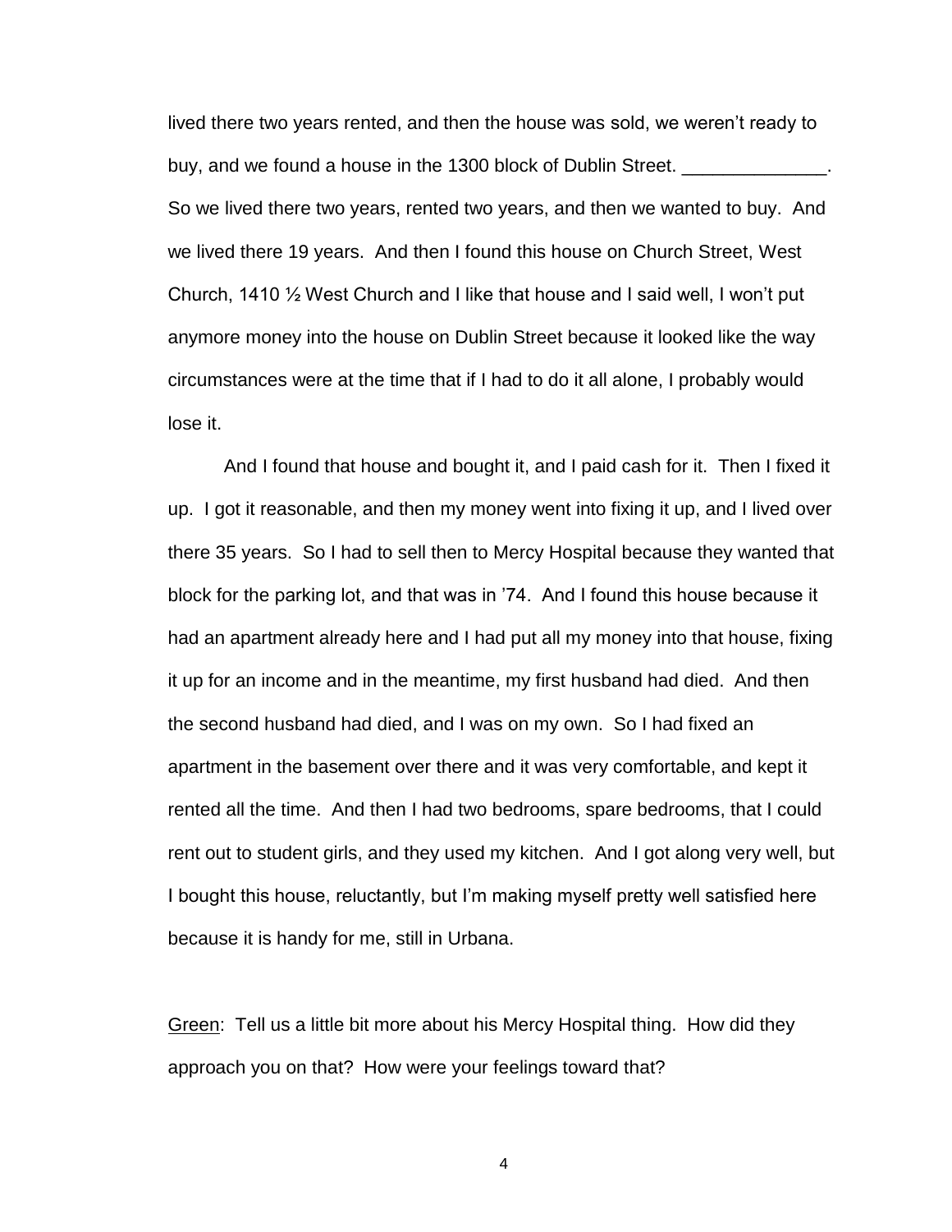lived there two years rented, and then the house was sold, we weren't ready to buy, and we found a house in the 1300 block of Dublin Street. ______________. So we lived there two years, rented two years, and then we wanted to buy. And we lived there 19 years. And then I found this house on Church Street, West Church, 1410 ½ West Church and I like that house and I said well, I won't put anymore money into the house on Dublin Street because it looked like the way circumstances were at the time that if I had to do it all alone, I probably would lose it.

And I found that house and bought it, and I paid cash for it. Then I fixed it up. I got it reasonable, and then my money went into fixing it up, and I lived over there 35 years. So I had to sell then to Mercy Hospital because they wanted that block for the parking lot, and that was in '74. And I found this house because it had an apartment already here and I had put all my money into that house, fixing it up for an income and in the meantime, my first husband had died. And then the second husband had died, and I was on my own. So I had fixed an apartment in the basement over there and it was very comfortable, and kept it rented all the time. And then I had two bedrooms, spare bedrooms, that I could rent out to student girls, and they used my kitchen. And I got along very well, but I bought this house, reluctantly, but I'm making myself pretty well satisfied here because it is handy for me, still in Urbana.

Green: Tell us a little bit more about his Mercy Hospital thing. How did they approach you on that? How were your feelings toward that?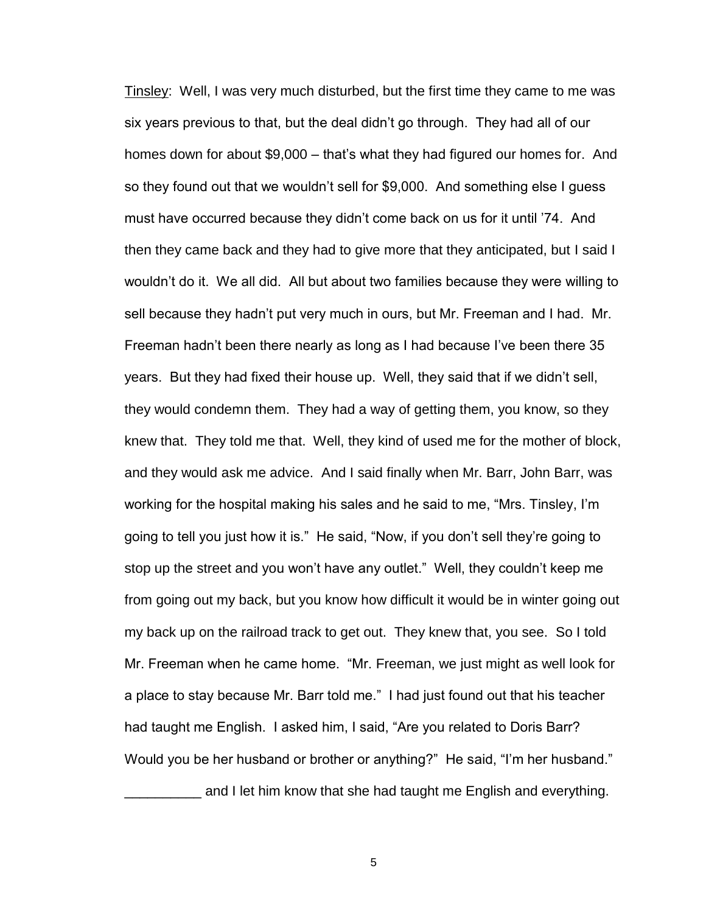Tinsley: Well, I was very much disturbed, but the first time they came to me was six years previous to that, but the deal didn't go through. They had all of our homes down for about $9,000 – that's what they had figured our homes for. And so they found out that we wouldn't sell for $9,000. And something else I guess must have occurred because they didn't come back on us for it until '74. And then they came back and they had to give more that they anticipated, but I said I wouldn't do it. We all did. All but about two families because they were willing to sell because they hadn't put very much in ours, but Mr. Freeman and I had. Mr. Freeman hadn't been there nearly as long as I had because I've been there 35 years. But they had fixed their house up. Well, they said that if we didn't sell, they would condemn them. They had a way of getting them, you know, so they knew that. They told me that. Well, they kind of used me for the mother of block, and they would ask me advice. And I said finally when Mr. Barr, John Barr, was working for the hospital making his sales and he said to me, "Mrs. Tinsley, I'm going to tell you just how it is." He said, "Now, if you don't sell they're going to stop up the street and you won't have any outlet." Well, they couldn't keep me from going out my back, but you know how difficult it would be in winter going out my back up on the railroad track to get out. They knew that, you see. So I told Mr. Freeman when he came home. "Mr. Freeman, we just might as well look for a place to stay because Mr. Barr told me." I had just found out that his teacher had taught me English. I asked him, I said, "Are you related to Doris Barr? Would you be her husband or brother or anything?" He said, "I'm her husband." __________ and I let him know that she had taught me English and everything.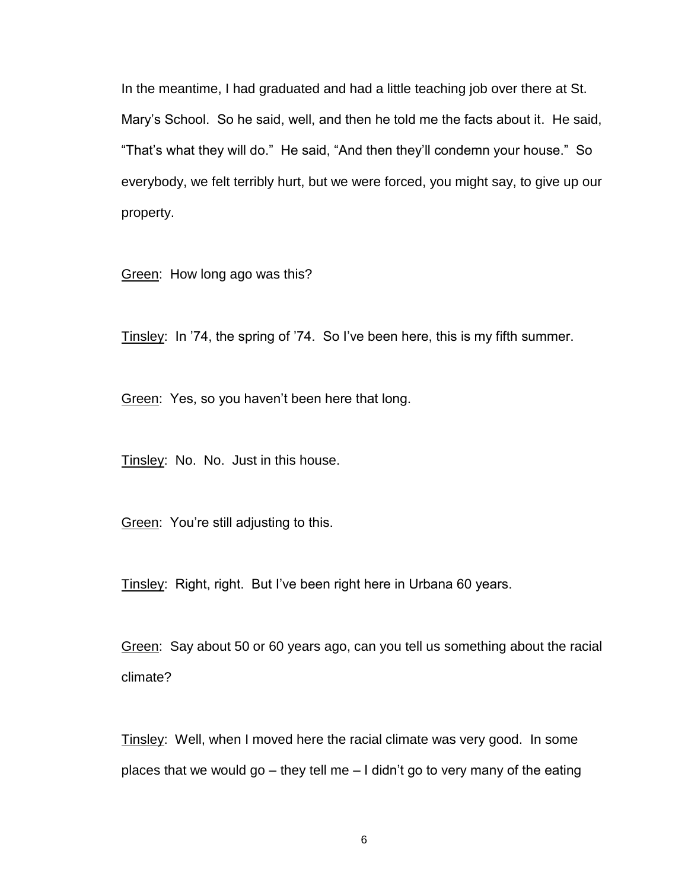In the meantime, I had graduated and had a little teaching job over there at St. Mary's School. So he said, well, and then he told me the facts about it. He said, "That's what they will do." He said, "And then they'll condemn your house." So everybody, we felt terribly hurt, but we were forced, you might say, to give up our property.

Green: How long ago was this?

Tinsley: In '74, the spring of '74. So I've been here, this is my fifth summer.

Green: Yes, so you haven't been here that long.

Tinsley: No. No. Just in this house.

Green: You're still adjusting to this.

Tinsley: Right, right. But I've been right here in Urbana 60 years.

Green: Say about 50 or 60 years ago, can you tell us something about the racial climate?

Tinsley: Well, when I moved here the racial climate was very good. In some places that we would go – they tell me – I didn't go to very many of the eating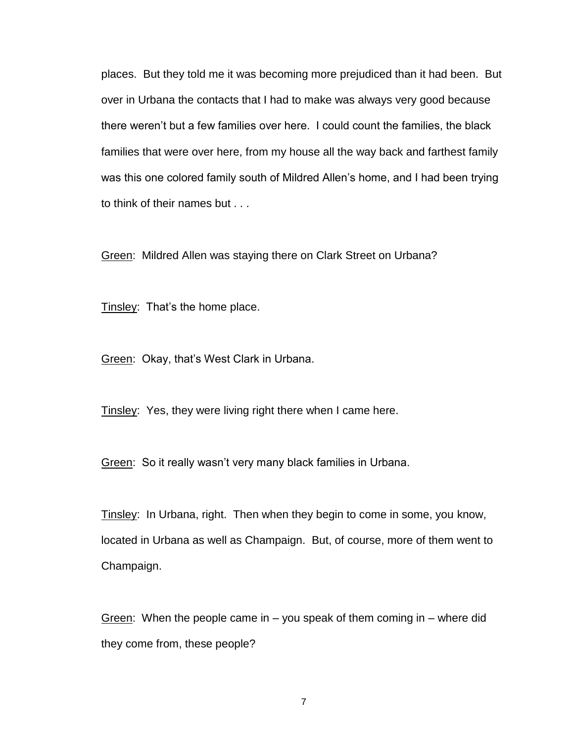places. But they told me it was becoming more prejudiced than it had been. But over in Urbana the contacts that I had to make was always very good because there weren't but a few families over here. I could count the families, the black families that were over here, from my house all the way back and farthest family was this one colored family south of Mildred Allen's home, and I had been trying to think of their names but . . .

Green: Mildred Allen was staying there on Clark Street on Urbana?

Tinsley: That's the home place.

Green: Okay, that's West Clark in Urbana.

Tinsley: Yes, they were living right there when I came here.

Green: So it really wasn't very many black families in Urbana.

Tinsley: In Urbana, right. Then when they begin to come in some, you know, located in Urbana as well as Champaign. But, of course, more of them went to Champaign.

Green: When the people came in – you speak of them coming in – where did they come from, these people?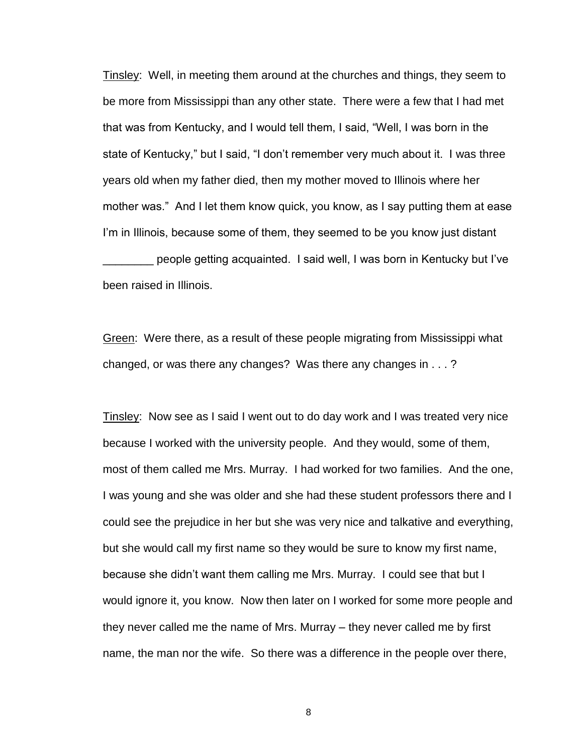Tinsley: Well, in meeting them around at the churches and things, they seem to be more from Mississippi than any other state. There were a few that I had met that was from Kentucky, and I would tell them, I said, "Well, I was born in the state of Kentucky," but I said, "I don't remember very much about it. I was three years old when my father died, then my mother moved to Illinois where her mother was." And I let them know quick, you know, as I say putting them at ease I'm in Illinois, because some of them, they seemed to be you know just distant ________ people getting acquainted. I said well, I was born in Kentucky but I've been raised in Illinois.

Green: Were there, as a result of these people migrating from Mississippi what changed, or was there any changes? Was there any changes in . . . ?

Tinsley: Now see as I said I went out to do day work and I was treated very nice because I worked with the university people. And they would, some of them, most of them called me Mrs. Murray. I had worked for two families. And the one, I was young and she was older and she had these student professors there and I could see the prejudice in her but she was very nice and talkative and everything, but she would call my first name so they would be sure to know my first name, because she didn't want them calling me Mrs. Murray. I could see that but I would ignore it, you know. Now then later on I worked for some more people and they never called me the name of Mrs. Murray – they never called me by first name, the man nor the wife. So there was a difference in the people over there,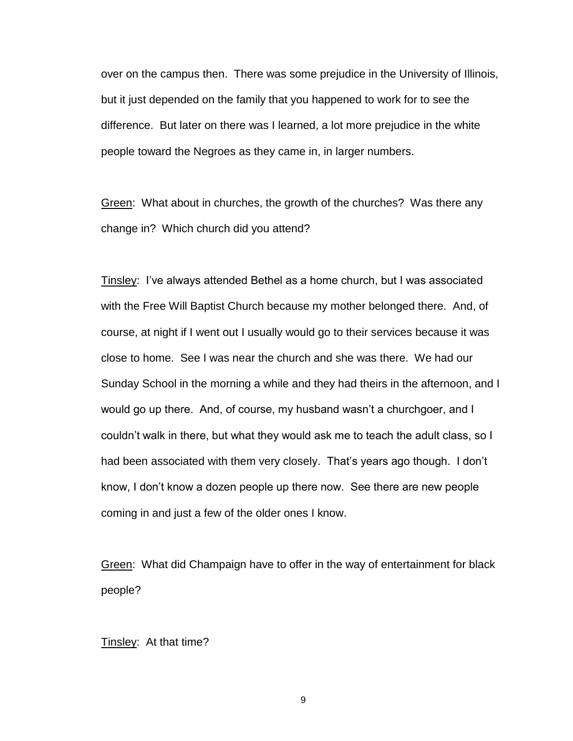over on the campus then. There was some prejudice in the University of Illinois, but it just depended on the family that you happened to work for to see the difference. But later on there was I learned, a lot more prejudice in the white people toward the Negroes as they came in, in larger numbers.

<u>Green</u>: What about in churches, the growth of the churches? Was there any change in? Which church did you attend?

<u>Tinsley</u>: I've always attended Bethel as a home church, but I was associated with the Free Will Baptist Church because my mother belonged there. And, of course, at night if I went out I usually would go to their services because it was close to home. See I was near the church and she was there. We had our Sunday School in the morning a while and they had theirs in the afternoon, and I would go up there. And, of course, my husband wasn't a churchgoer, and I couldn't walk in there, but what they would ask me to teach the adult class, so I had been associated with them very closely. That's years ago though. I don't know, I don't know a dozen people up there now. See there are new people coming in and just a few of the older ones I know.

<u>Green</u>: What did Champaign have to offer in the way of entertainment for black people?

<u>Tinsley</u>: At that time?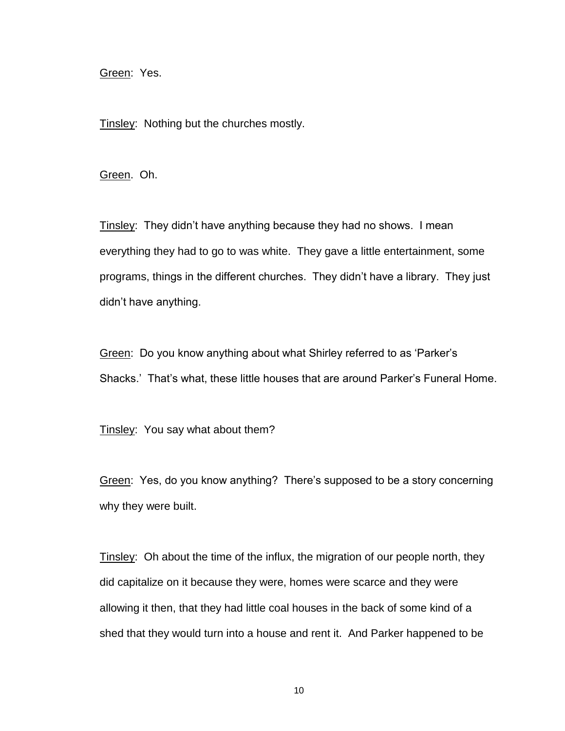Green: Yes.

Tinsley: Nothing but the churches mostly.

Green. Oh.

Tinsley: They didn't have anything because they had no shows. I mean everything they had to go to was white. They gave a little entertainment, some programs, things in the different churches. They didn't have a library. They just didn't have anything.

Green: Do you know anything about what Shirley referred to as 'Parker's Shacks.' That's what, these little houses that are around Parker's Funeral Home.

Tinsley: You say what about them?

Green: Yes, do you know anything? There's supposed to be a story concerning why they were built.

Tinsley: Oh about the time of the influx, the migration of our people north, they did capitalize on it because they were, homes were scarce and they were allowing it then, that they had little coal houses in the back of some kind of a shed that they would turn into a house and rent it. And Parker happened to be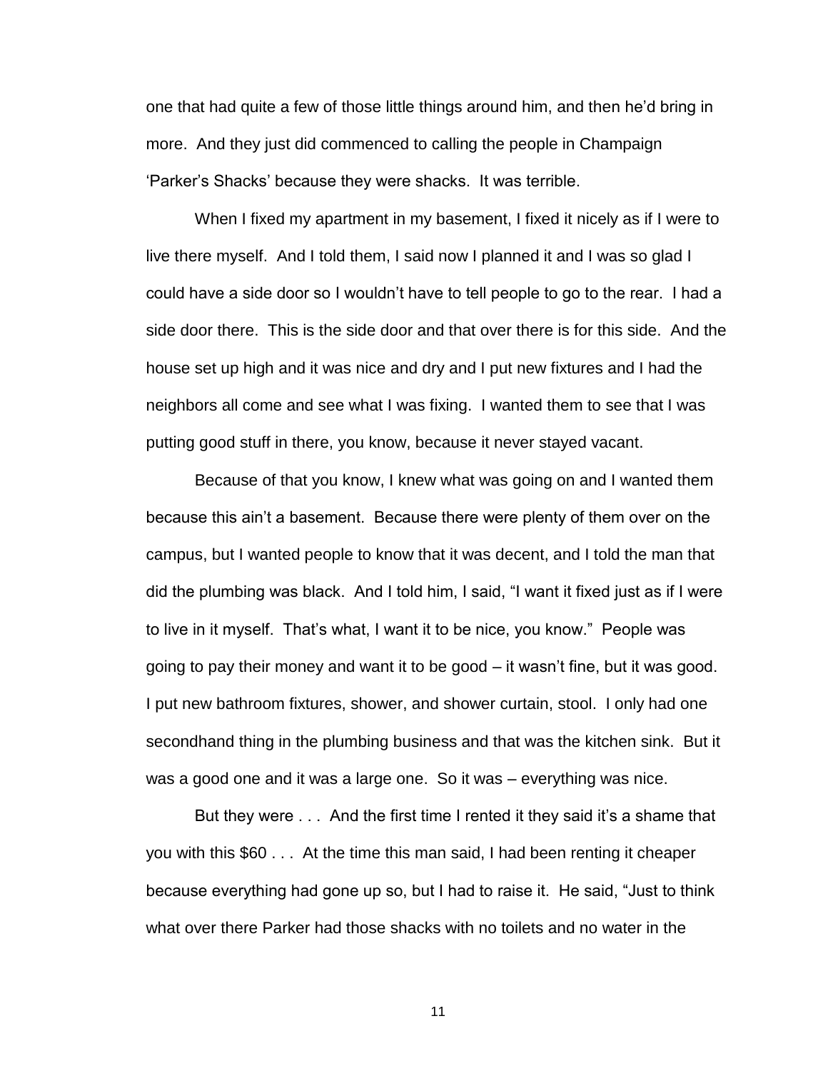one that had quite a few of those little things around him, and then he'd bring in more. And they just did commenced to calling the people in Champaign 'Parker's Shacks' because they were shacks. It was terrible.

When I fixed my apartment in my basement, I fixed it nicely as if I were to live there myself. And I told them, I said now I planned it and I was so glad I could have a side door so I wouldn't have to tell people to go to the rear. I had a side door there. This is the side door and that over there is for this side. And the house set up high and it was nice and dry and I put new fixtures and I had the neighbors all come and see what I was fixing. I wanted them to see that I was putting good stuff in there, you know, because it never stayed vacant.

Because of that you know, I knew what was going on and I wanted them because this ain't a basement. Because there were plenty of them over on the campus, but I wanted people to know that it was decent, and I told the man that did the plumbing was black. And I told him, I said, "I want it fixed just as if I were to live in it myself. That's what, I want it to be nice, you know." People was going to pay their money and want it to be good – it wasn't fine, but it was good. I put new bathroom fixtures, shower, and shower curtain, stool. I only had one secondhand thing in the plumbing business and that was the kitchen sink. But it was a good one and it was a large one. So it was – everything was nice.

But they were . . . And the first time I rented it they said it's a shame that you with this $60 . . . At the time this man said, I had been renting it cheaper because everything had gone up so, but I had to raise it. He said, "Just to think what over there Parker had those shacks with no toilets and no water in the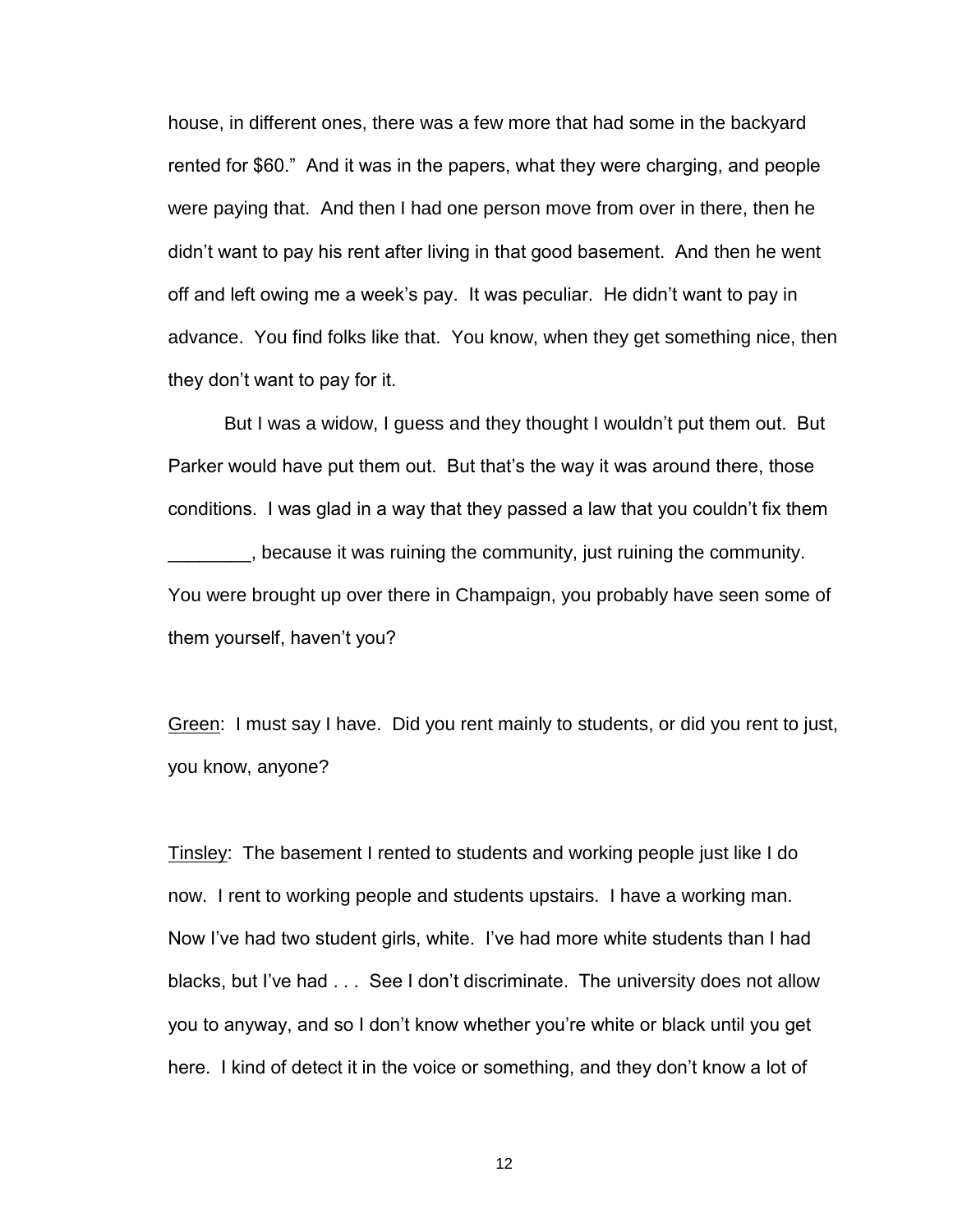house, in different ones, there was a few more that had some in the backyard rented for $60." And it was in the papers, what they were charging, and people were paying that. And then I had one person move from over in there, then he didn't want to pay his rent after living in that good basement. And then he went off and left owing me a week's pay. It was peculiar. He didn't want to pay in advance. You find folks like that. You know, when they get something nice, then they don't want to pay for it.

But I was a widow, I guess and they thought I wouldn't put them out. But Parker would have put them out. But that's the way it was around there, those conditions. I was glad in a way that they passed a law that you couldn't fix them ________, because it was ruining the community, just ruining the community. You were brought up over there in Champaign, you probably have seen some of them yourself, haven't you?

Green: I must say I have. Did you rent mainly to students, or did you rent to just, you know, anyone?

Tinsley: The basement I rented to students and working people just like I do now. I rent to working people and students upstairs. I have a working man. Now I've had two student girls, white. I've had more white students than I had blacks, but I've had . . . See I don't discriminate. The university does not allow you to anyway, and so I don't know whether you're white or black until you get here. I kind of detect it in the voice or something, and they don't know a lot of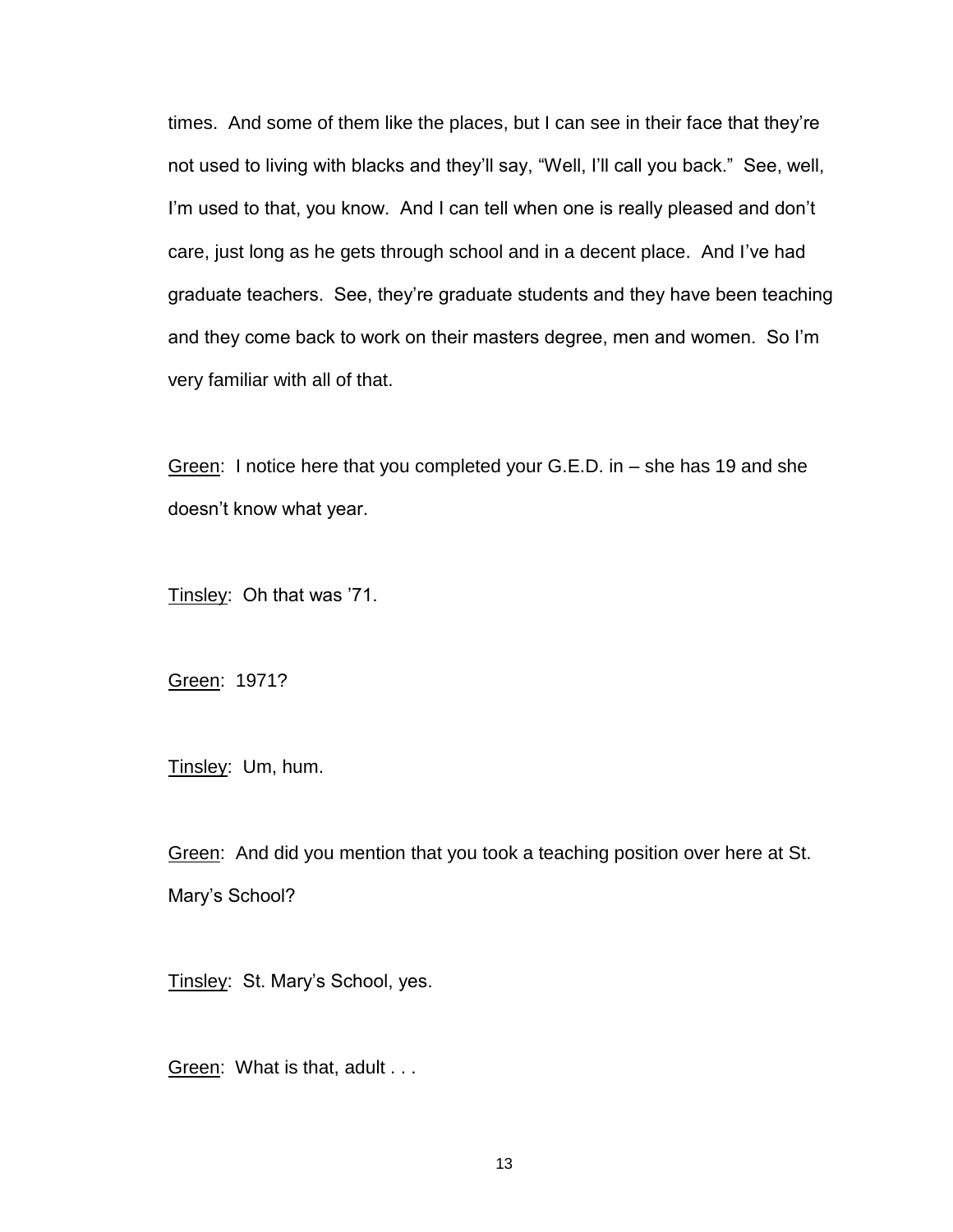times. And some of them like the places, but I can see in their face that they're not used to living with blacks and they'll say, "Well, I'll call you back." See, well, I'm used to that, you know. And I can tell when one is really pleased and don't care, just long as he gets through school and in a decent place. And I've had graduate teachers. See, they're graduate students and they have been teaching and they come back to work on their masters degree, men and women. So I'm very familiar with all of that.

<u>Green</u>: I notice here that you completed your G.E.D. in – she has 19 and she doesn't know what year.

<u>Tinsley</u>: Oh that was '71.

<u>Green</u>: 1971?

<u>Tinsley</u>: Um, hum.

<u>Green</u>: And did you mention that you took a teaching position over here at St. Mary's School?

<u>Tinsley</u>: St. Mary's School, yes.

<u>Green</u>: What is that, adult . . .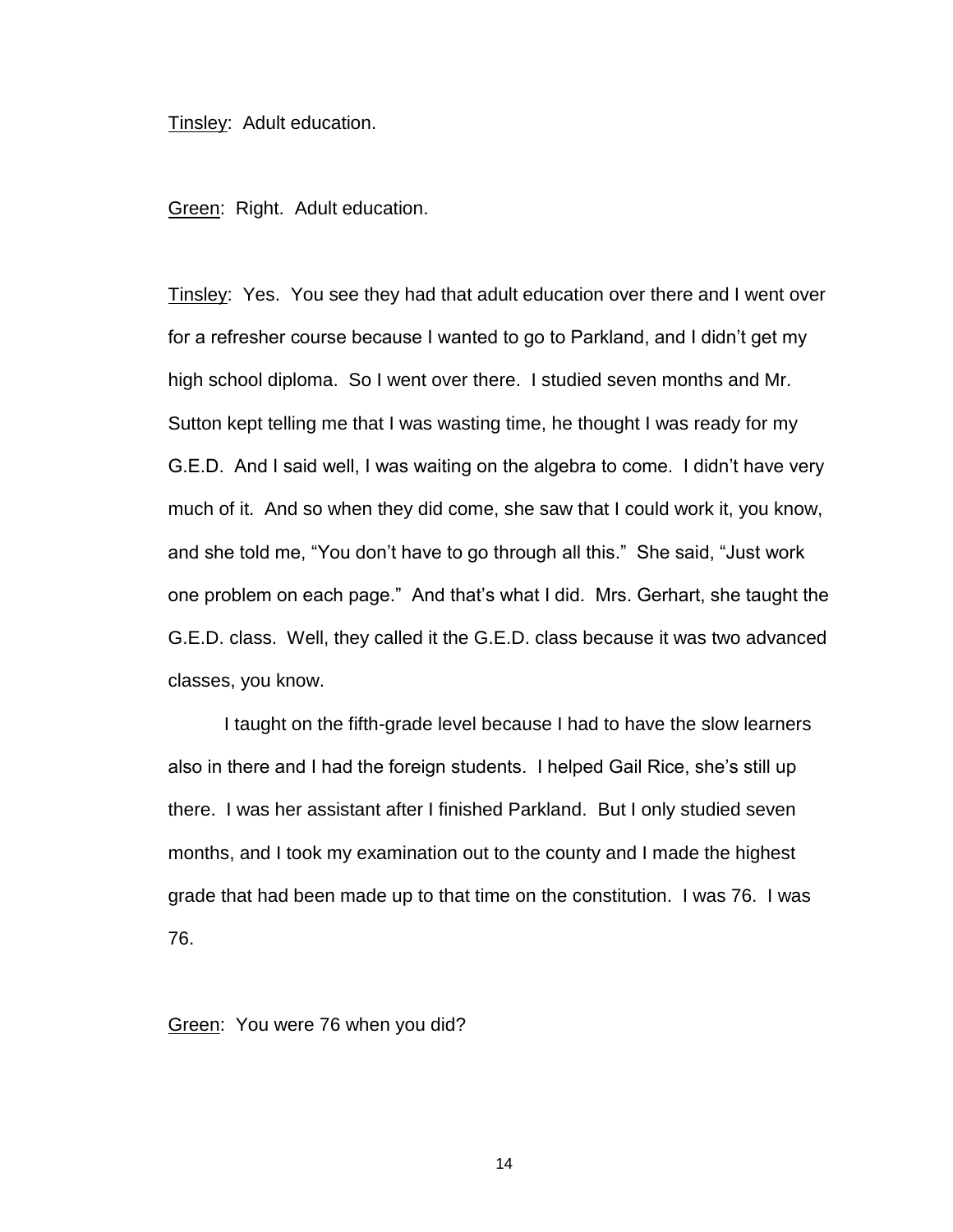Tinsley: Adult education.

Green: Right. Adult education.

Tinsley: Yes. You see they had that adult education over there and I went over for a refresher course because I wanted to go to Parkland, and I didn't get my high school diploma. So I went over there. I studied seven months and Mr. Sutton kept telling me that I was wasting time, he thought I was ready for my G.E.D. And I said well, I was waiting on the algebra to come. I didn't have very much of it. And so when they did come, she saw that I could work it, you know, and she told me, "You don't have to go through all this." She said, "Just work one problem on each page." And that's what I did. Mrs. Gerhart, she taught the G.E.D. class. Well, they called it the G.E.D. class because it was two advanced classes, you know.

I taught on the fifth-grade level because I had to have the slow learners also in there and I had the foreign students. I helped Gail Rice, she's still up there. I was her assistant after I finished Parkland. But I only studied seven months, and I took my examination out to the county and I made the highest grade that had been made up to that time on the constitution. I was 76. I was 76.

Green: You were 76 when you did?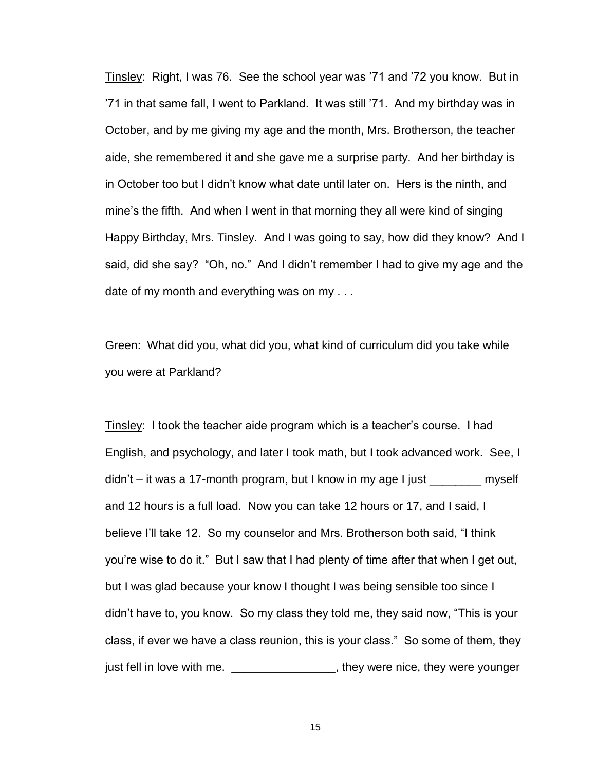<u>Tinsley</u>: Right, I was 76. See the school year was '71 and '72 you know. But in '71 in that same fall, I went to Parkland. It was still '71. And my birthday was in October, and by me giving my age and the month, Mrs. Brotherson, the teacher aide, she remembered it and she gave me a surprise party. And her birthday is in October too but I didn't know what date until later on. Hers is the ninth, and mine's the fifth. And when I went in that morning they all were kind of singing Happy Birthday, Mrs. Tinsley. And I was going to say, how did they know? And I said, did she say? "Oh, no." And I didn't remember I had to give my age and the date of my month and everything was on my . . .

<u>Green</u>: What did you, what did you, what kind of curriculum did you take while you were at Parkland?

<u>Tinsley</u>: I took the teacher aide program which is a teacher's course. I had English, and psychology, and later I took math, but I took advanced work. See, I didn't – it was a 17-month program, but I know in my age I just ________ myself and 12 hours is a full load. Now you can take 12 hours or 17, and I said, I believe I'll take 12. So my counselor and Mrs. Brotherson both said, "I think you're wise to do it." But I saw that I had plenty of time after that when I get out, but I was glad because your know I thought I was being sensible too since I didn't have to, you know. So my class they told me, they said now, "This is your class, if ever we have a class reunion, this is your class." So some of them, they just fell in love with me. ________________, they were nice, they were younger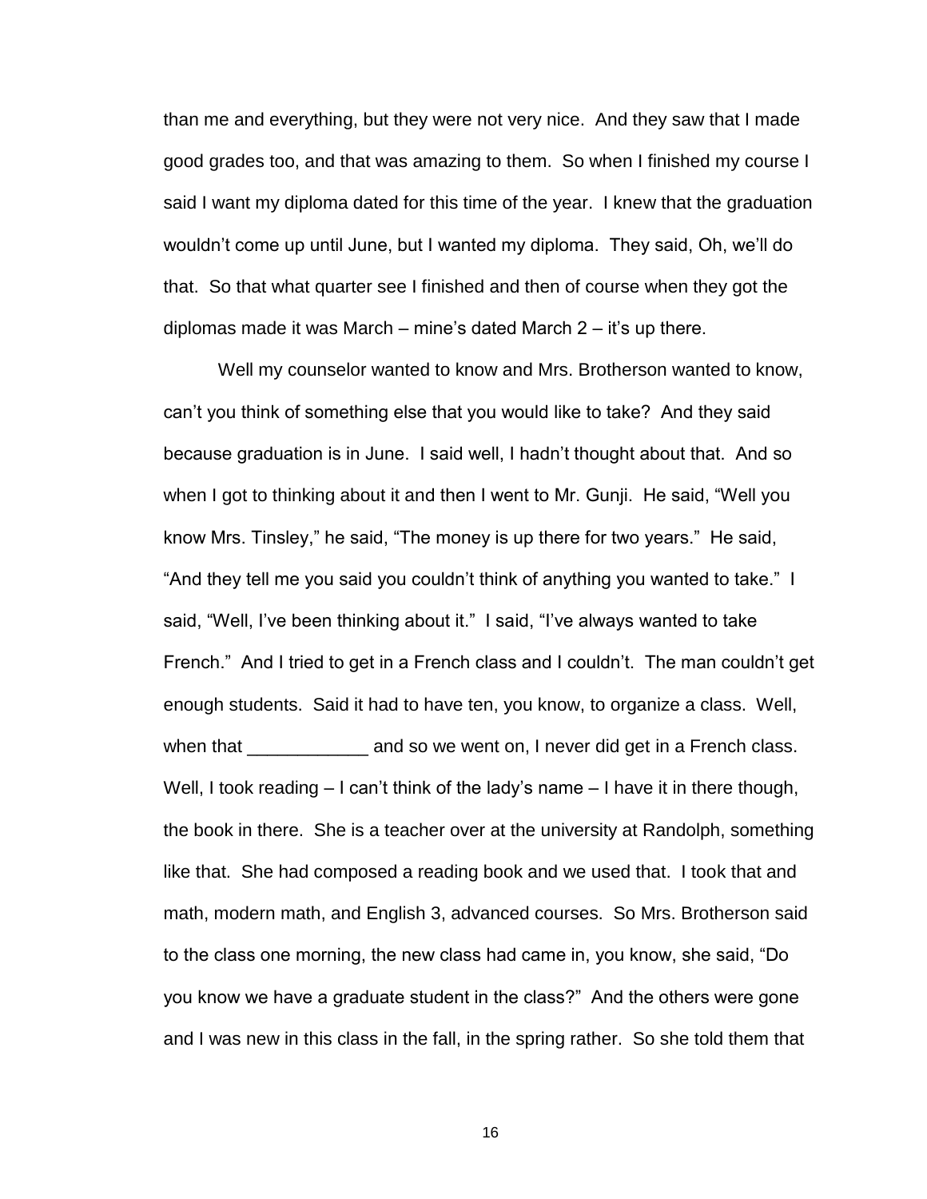than me and everything, but they were not very nice. And they saw that I made good grades too, and that was amazing to them. So when I finished my course I said I want my diploma dated for this time of the year. I knew that the graduation wouldn't come up until June, but I wanted my diploma. They said, Oh, we'll do that. So that what quarter see I finished and then of course when they got the diplomas made it was March – mine's dated March 2 – it's up there.

Well my counselor wanted to know and Mrs. Brotherson wanted to know, can't you think of something else that you would like to take? And they said because graduation is in June. I said well, I hadn't thought about that. And so when I got to thinking about it and then I went to Mr. Gunji. He said, "Well you know Mrs. Tinsley," he said, "The money is up there for two years." He said, "And they tell me you said you couldn't think of anything you wanted to take." I said, "Well, I've been thinking about it." I said, "I've always wanted to take French." And I tried to get in a French class and I couldn't. The man couldn't get enough students. Said it had to have ten, you know, to organize a class. Well, when that ____________ and so we went on, I never did get in a French class. Well, I took reading – I can't think of the lady's name – I have it in there though, the book in there. She is a teacher over at the university at Randolph, something like that. She had composed a reading book and we used that. I took that and math, modern math, and English 3, advanced courses. So Mrs. Brotherson said to the class one morning, the new class had came in, you know, she said, "Do you know we have a graduate student in the class?" And the others were gone and I was new in this class in the fall, in the spring rather. So she told them that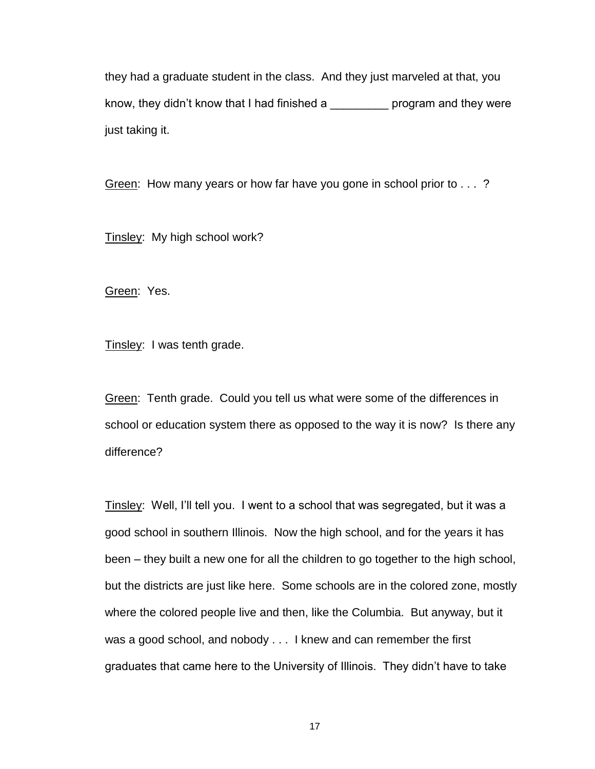they had a graduate student in the class. And they just marveled at that, you know, they didn't know that I had finished a _________ program and they were just taking it.

<u>Green</u>: How many years or how far have you gone in school prior to . . . ?

<u>Tinsley</u>: My high school work?

<u>Green</u>: Yes.

<u>Tinsley</u>: I was tenth grade.

<u>Green</u>: Tenth grade. Could you tell us what were some of the differences in school or education system there as opposed to the way it is now? Is there any difference?

<u>Tinsley</u>: Well, I'll tell you. I went to a school that was segregated, but it was a good school in southern Illinois. Now the high school, and for the years it has been – they built a new one for all the children to go together to the high school, but the districts are just like here. Some schools are in the colored zone, mostly where the colored people live and then, like the Columbia. But anyway, but it was a good school, and nobody . . . I knew and can remember the first graduates that came here to the University of Illinois. They didn't have to take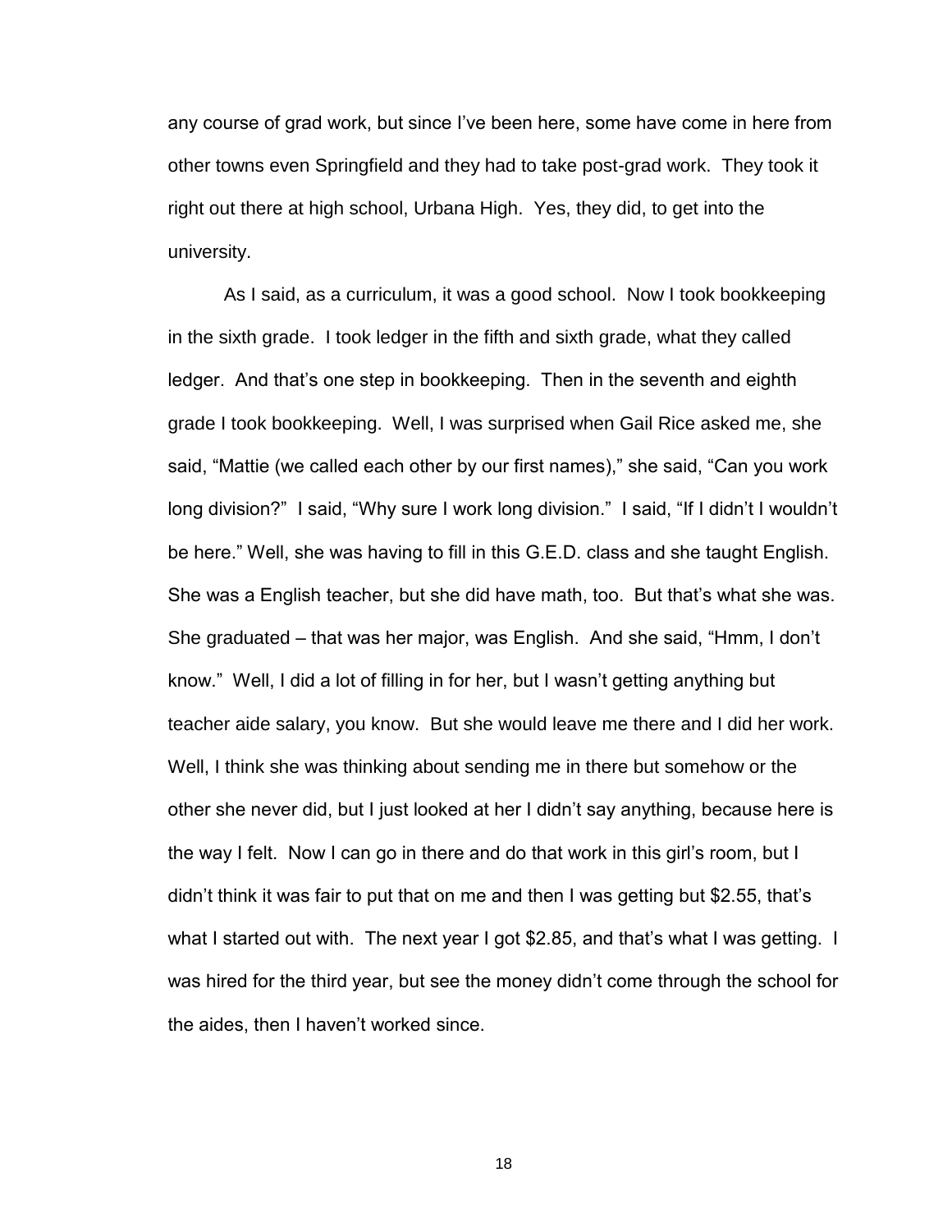any course of grad work, but since I've been here, some have come in here from other towns even Springfield and they had to take post-grad work. They took it right out there at high school, Urbana High. Yes, they did, to get into the university.

As I said, as a curriculum, it was a good school. Now I took bookkeeping in the sixth grade. I took ledger in the fifth and sixth grade, what they called ledger. And that's one step in bookkeeping. Then in the seventh and eighth grade I took bookkeeping. Well, I was surprised when Gail Rice asked me, she said, "Mattie (we called each other by our first names)," she said, "Can you work long division?" I said, "Why sure I work long division." I said, "If I didn't I wouldn't be here." Well, she was having to fill in this G.E.D. class and she taught English. She was a English teacher, but she did have math, too. But that's what she was. She graduated – that was her major, was English. And she said, "Hmm, I don't know." Well, I did a lot of filling in for her, but I wasn't getting anything but teacher aide salary, you know. But she would leave me there and I did her work. Well, I think she was thinking about sending me in there but somehow or the other she never did, but I just looked at her I didn't say anything, because here is the way I felt. Now I can go in there and do that work in this girl's room, but I didn't think it was fair to put that on me and then I was getting but $2.55, that's what I started out with. The next year I got $2.85, and that's what I was getting. I was hired for the third year, but see the money didn't come through the school for the aides, then I haven't worked since.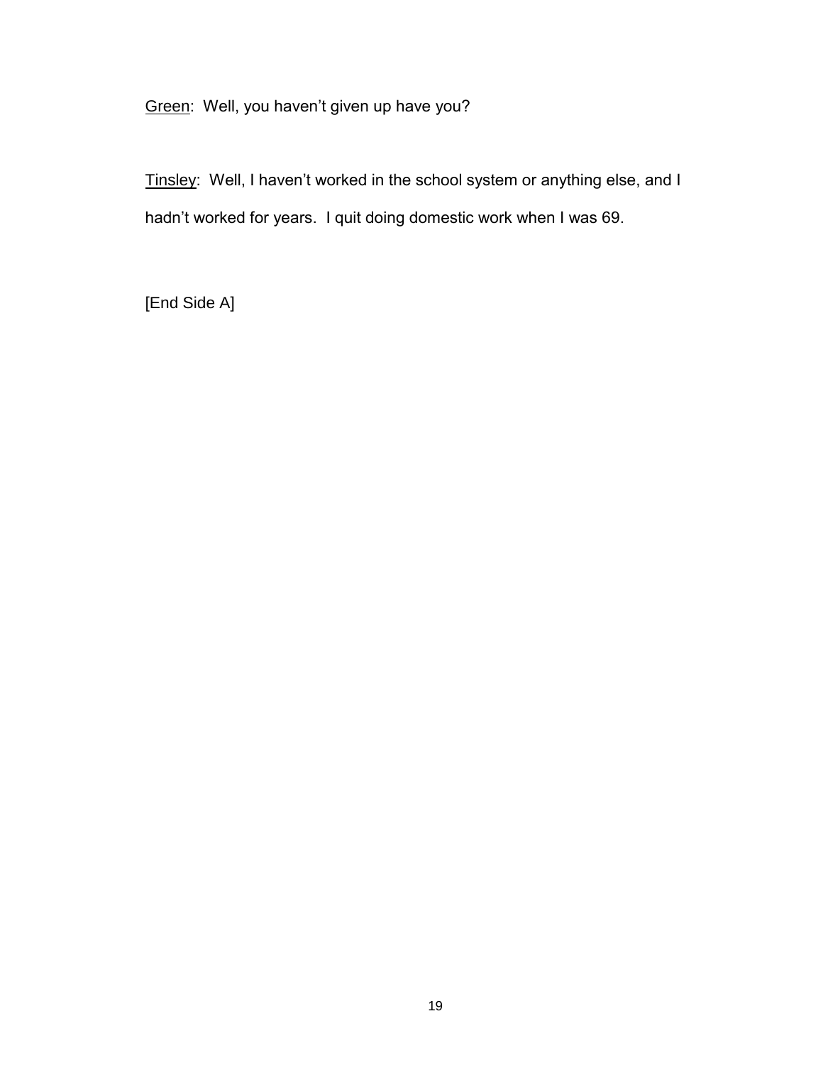<u>Green</u>: Well, you haven’t given up have you?

<u>Tinsley</u>: Well, I haven’t worked in the school system or anything else, and I hadn’t worked for years. I quit doing domestic work when I was 69.

[End Side A]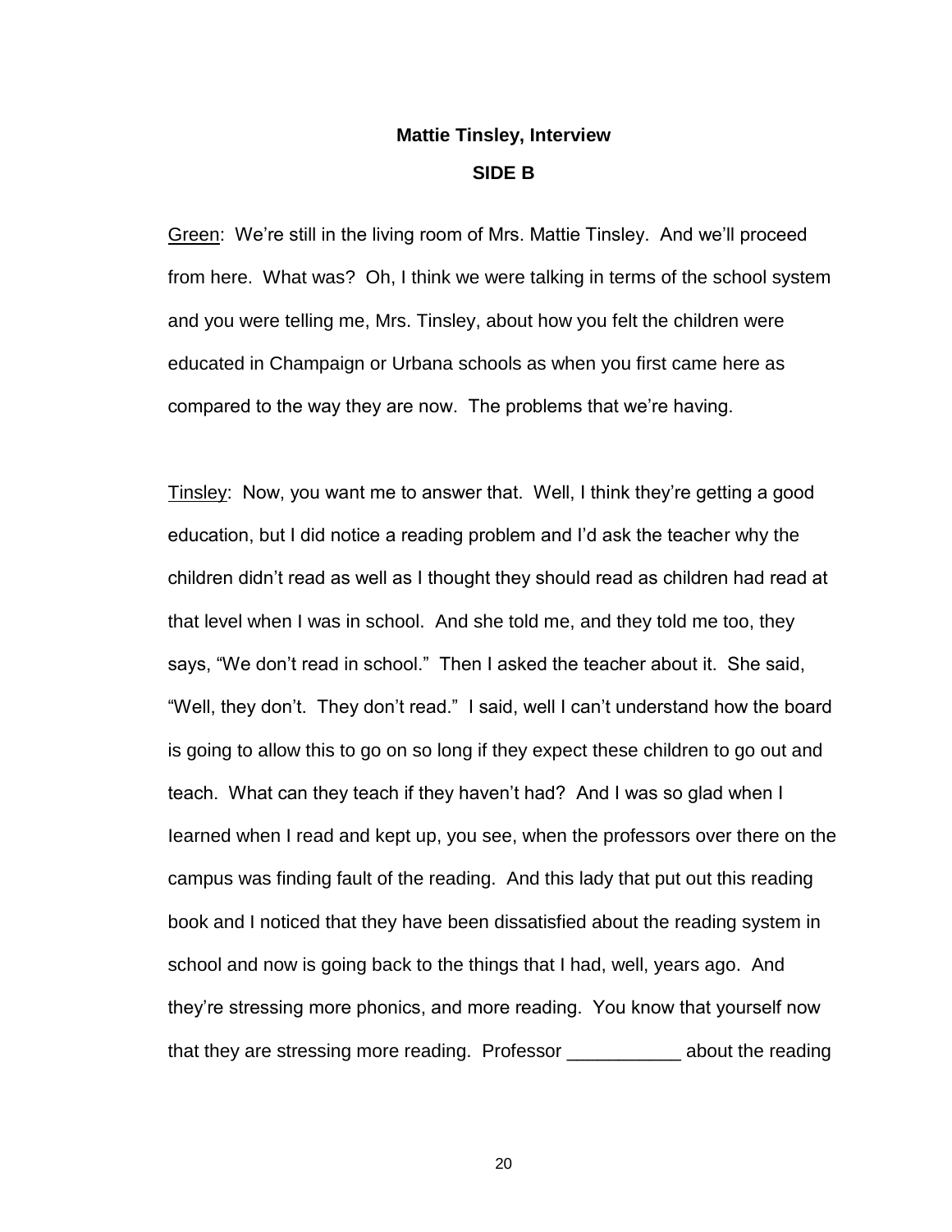**Mattie Tinsley, Interview**

**SIDE B**

Green: We're still in the living room of Mrs. Mattie Tinsley. And we'll proceed from here. What was? Oh, I think we were talking in terms of the school system and you were telling me, Mrs. Tinsley, about how you felt the children were educated in Champaign or Urbana schools as when you first came here as compared to the way they are now. The problems that we're having.

Tinsley: Now, you want me to answer that. Well, I think they're getting a good education, but I did notice a reading problem and I'd ask the teacher why the children didn't read as well as I thought they should read as children had read at that level when I was in school. And she told me, and they told me too, they says, "We don't read in school." Then I asked the teacher about it. She said, "Well, they don't. They don't read." I said, well I can't understand how the board is going to allow this to go on so long if they expect these children to go out and teach. What can they teach if they haven't had? And I was so glad when I learned when I read and kept up, you see, when the professors over there on the campus was finding fault of the reading. And this lady that put out this reading book and I noticed that they have been dissatisfied about the reading system in school and now is going back to the things that I had, well, years ago. And they're stressing more phonics, and more reading. You know that yourself now that they are stressing more reading. Professor ___________ about the reading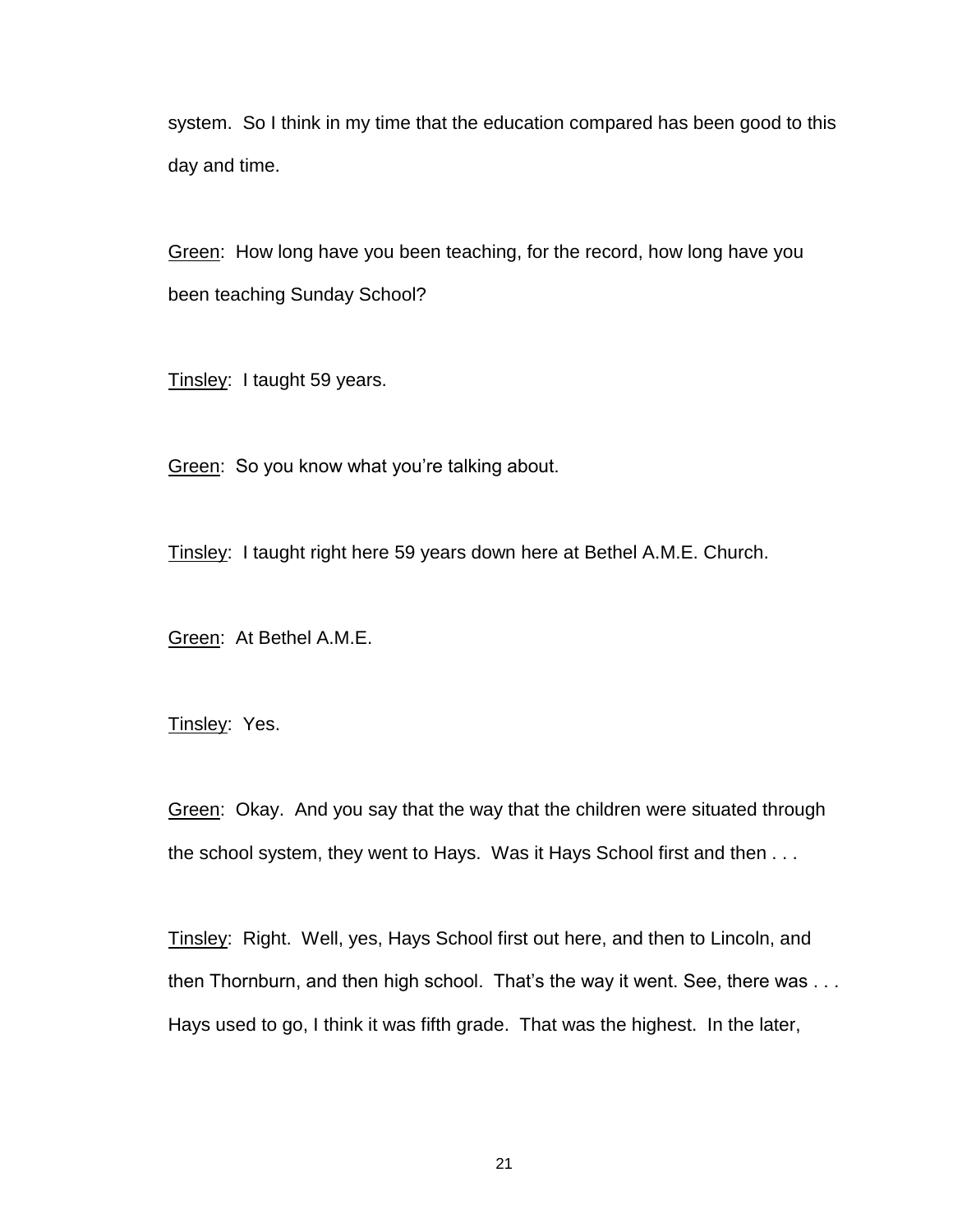system. So I think in my time that the education compared has been good to this day and time.

Green: How long have you been teaching, for the record, how long have you been teaching Sunday School?

Tinsley: I taught 59 years.

Green: So you know what you're talking about.

Tinsley: I taught right here 59 years down here at Bethel A.M.E. Church.

Green: At Bethel A.M.E.

Tinsley: Yes.

Green: Okay. And you say that the way that the children were situated through the school system, they went to Hays. Was it Hays School first and then . . .

Tinsley: Right. Well, yes, Hays School first out here, and then to Lincoln, and then Thornburn, and then high school. That's the way it went. See, there was . . . Hays used to go, I think it was fifth grade. That was the highest. In the later,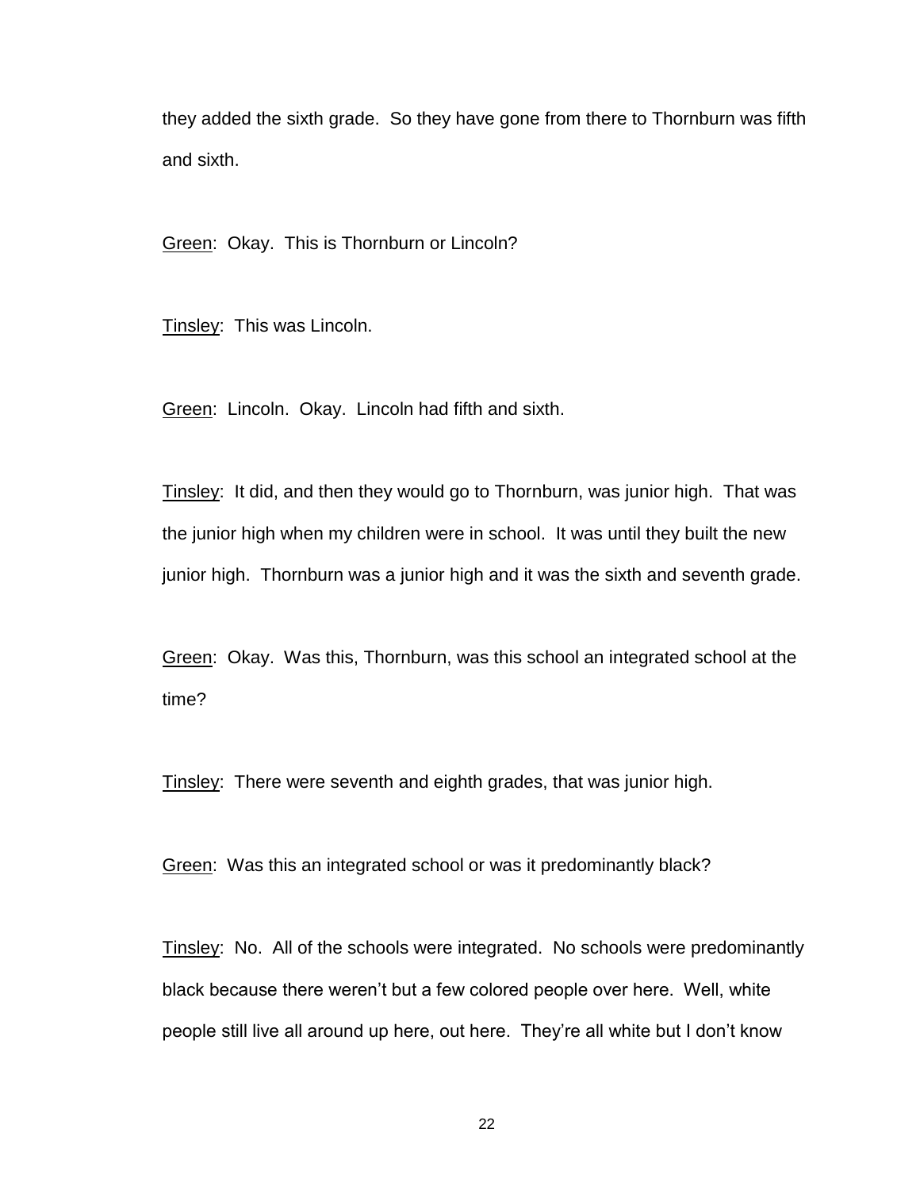they added the sixth grade. So they have gone from there to Thornburn was fifth and sixth.

Green: Okay. This is Thornburn or Lincoln?

Tinsley: This was Lincoln.

Green: Lincoln. Okay. Lincoln had fifth and sixth.

Tinsley: It did, and then they would go to Thornburn, was junior high. That was the junior high when my children were in school. It was until they built the new junior high. Thornburn was a junior high and it was the sixth and seventh grade.

Green: Okay. Was this, Thornburn, was this school an integrated school at the time?

Tinsley: There were seventh and eighth grades, that was junior high.

Green: Was this an integrated school or was it predominantly black?

Tinsley: No. All of the schools were integrated. No schools were predominantly black because there weren't but a few colored people over here. Well, white people still live all around up here, out here. They're all white but I don't know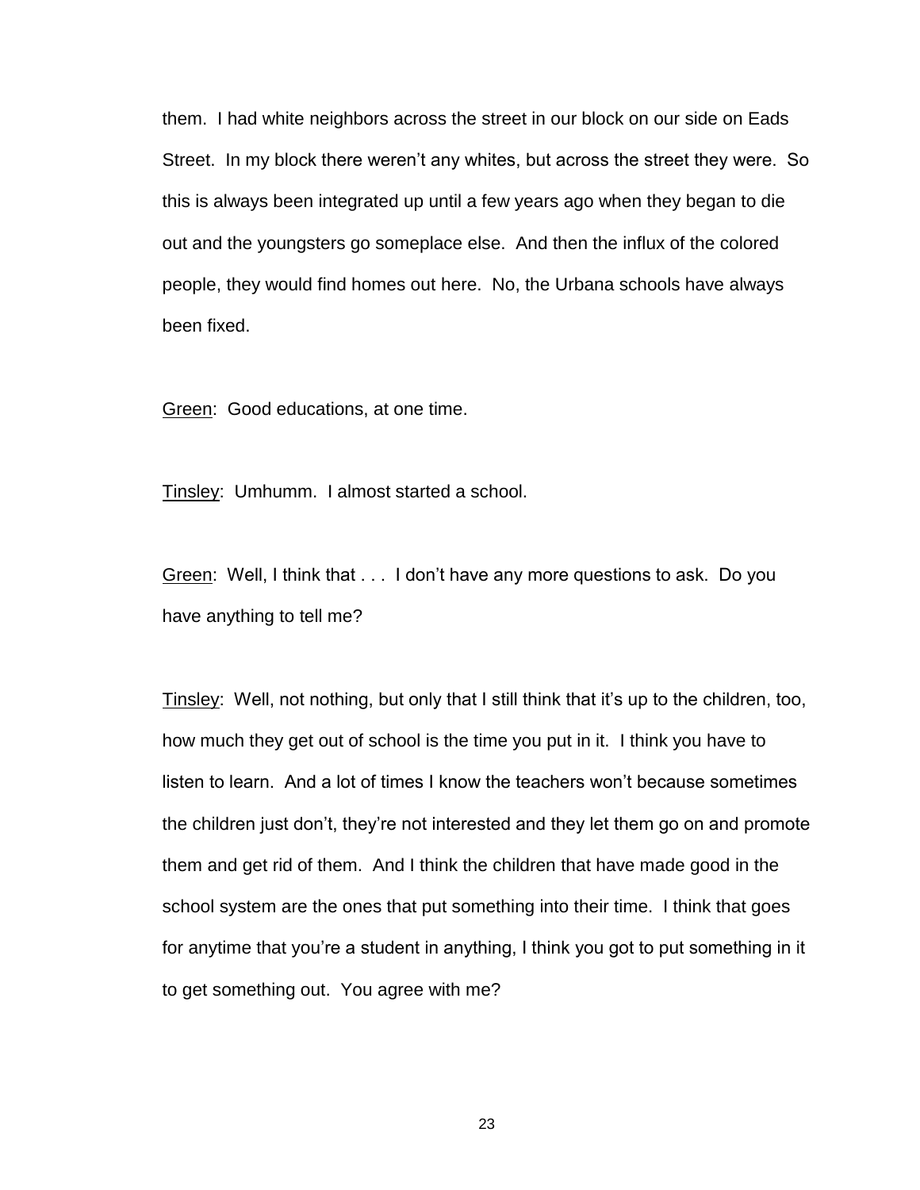them. I had white neighbors across the street in our block on our side on Eads Street. In my block there weren't any whites, but across the street they were. So this is always been integrated up until a few years ago when they began to die out and the youngsters go someplace else. And then the influx of the colored people, they would find homes out here. No, the Urbana schools have always been fixed.

<u>Green</u>: Good educations, at one time.

<u>Tinsley</u>: Umhumm. I almost started a school.

<u>Green</u>: Well, I think that . . . I don't have any more questions to ask. Do you have anything to tell me?

<u>Tinsley</u>: Well, not nothing, but only that I still think that it's up to the children, too, how much they get out of school is the time you put in it. I think you have to listen to learn. And a lot of times I know the teachers won't because sometimes the children just don't, they're not interested and they let them go on and promote them and get rid of them. And I think the children that have made good in the school system are the ones that put something into their time. I think that goes for anytime that you're a student in anything, I think you got to put something in it to get something out. You agree with me?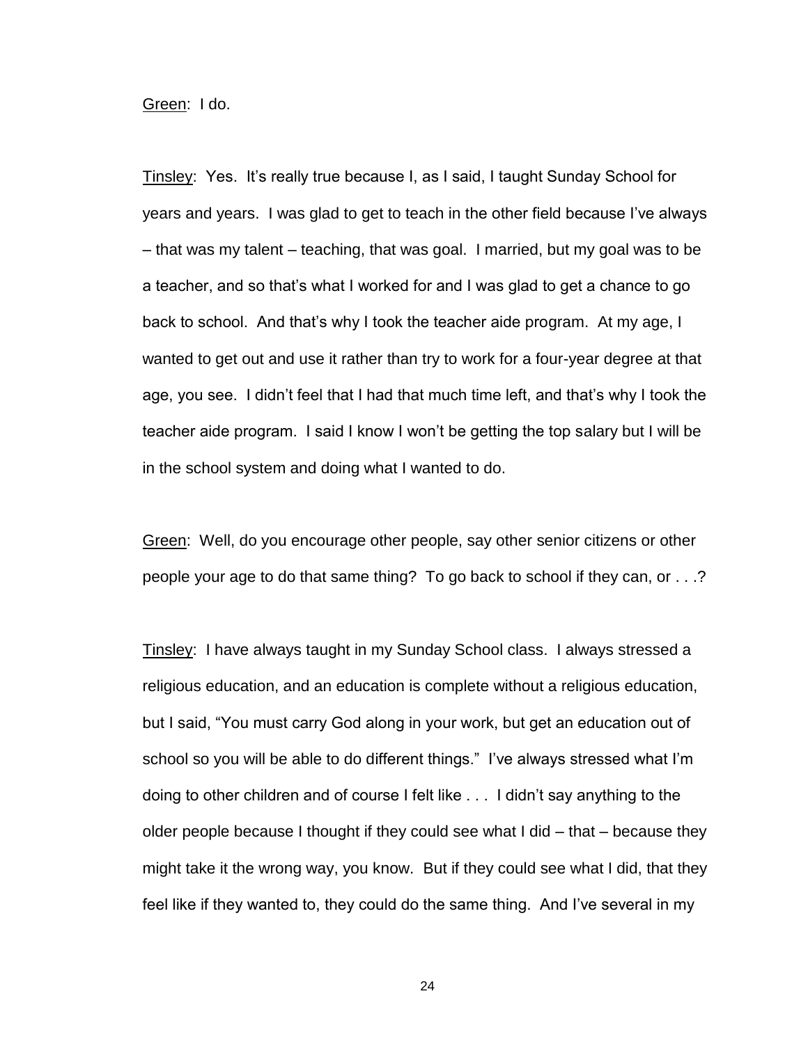Green: I do.

Tinsley: Yes. It's really true because I, as I said, I taught Sunday School for years and years. I was glad to get to teach in the other field because I've always – that was my talent – teaching, that was goal. I married, but my goal was to be a teacher, and so that's what I worked for and I was glad to get a chance to go back to school. And that's why I took the teacher aide program. At my age, I wanted to get out and use it rather than try to work for a four-year degree at that age, you see. I didn't feel that I had that much time left, and that's why I took the teacher aide program. I said I know I won't be getting the top salary but I will be in the school system and doing what I wanted to do.

Green: Well, do you encourage other people, say other senior citizens or other people your age to do that same thing? To go back to school if they can, or . . .?

Tinsley: I have always taught in my Sunday School class. I always stressed a religious education, and an education is complete without a religious education, but I said, "You must carry God along in your work, but get an education out of school so you will be able to do different things." I've always stressed what I'm doing to other children and of course I felt like . . . I didn't say anything to the older people because I thought if they could see what I did – that – because they might take it the wrong way, you know. But if they could see what I did, that they feel like if they wanted to, they could do the same thing. And I've several in my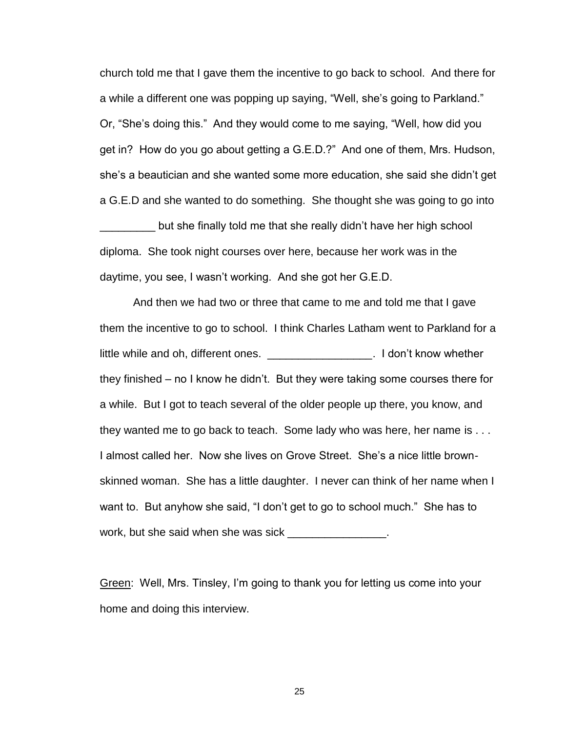church told me that I gave them the incentive to go back to school. And there for a while a different one was popping up saying, "Well, she's going to Parkland." Or, "She's doing this." And they would come to me saying, "Well, how did you get in? How do you go about getting a G.E.D.?" And one of them, Mrs. Hudson, she's a beautician and she wanted some more education, she said she didn't get a G.E.D and she wanted to do something. She thought she was going to go into _________ but she finally told me that she really didn't have her high school diploma. She took night courses over here, because her work was in the daytime, you see, I wasn't working. And she got her G.E.D.

And then we had two or three that came to me and told me that I gave them the incentive to go to school. I think Charles Latham went to Parkland for a little while and oh, different ones. _________________. I don't know whether they finished – no I know he didn't. But they were taking some courses there for a while. But I got to teach several of the older people up there, you know, and they wanted me to go back to teach. Some lady who was here, her name is . . . I almost called her. Now she lives on Grove Street. She's a nice little brown-skinned woman. She has a little daughter. I never can think of her name when I want to. But anyhow she said, "I don't get to go to school much." She has to work, but she said when she was sick ________________.

Green: Well, Mrs. Tinsley, I'm going to thank you for letting us come into your home and doing this interview.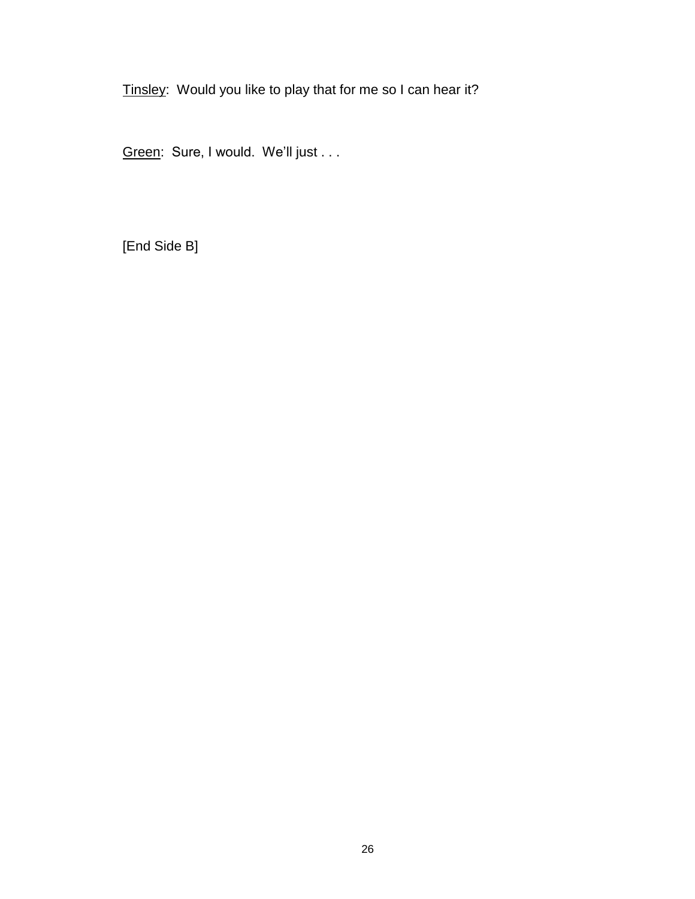Tinsley: Would you like to play that for me so I can hear it?

Green: Sure, I would. We'll just . . .

[End Side B]